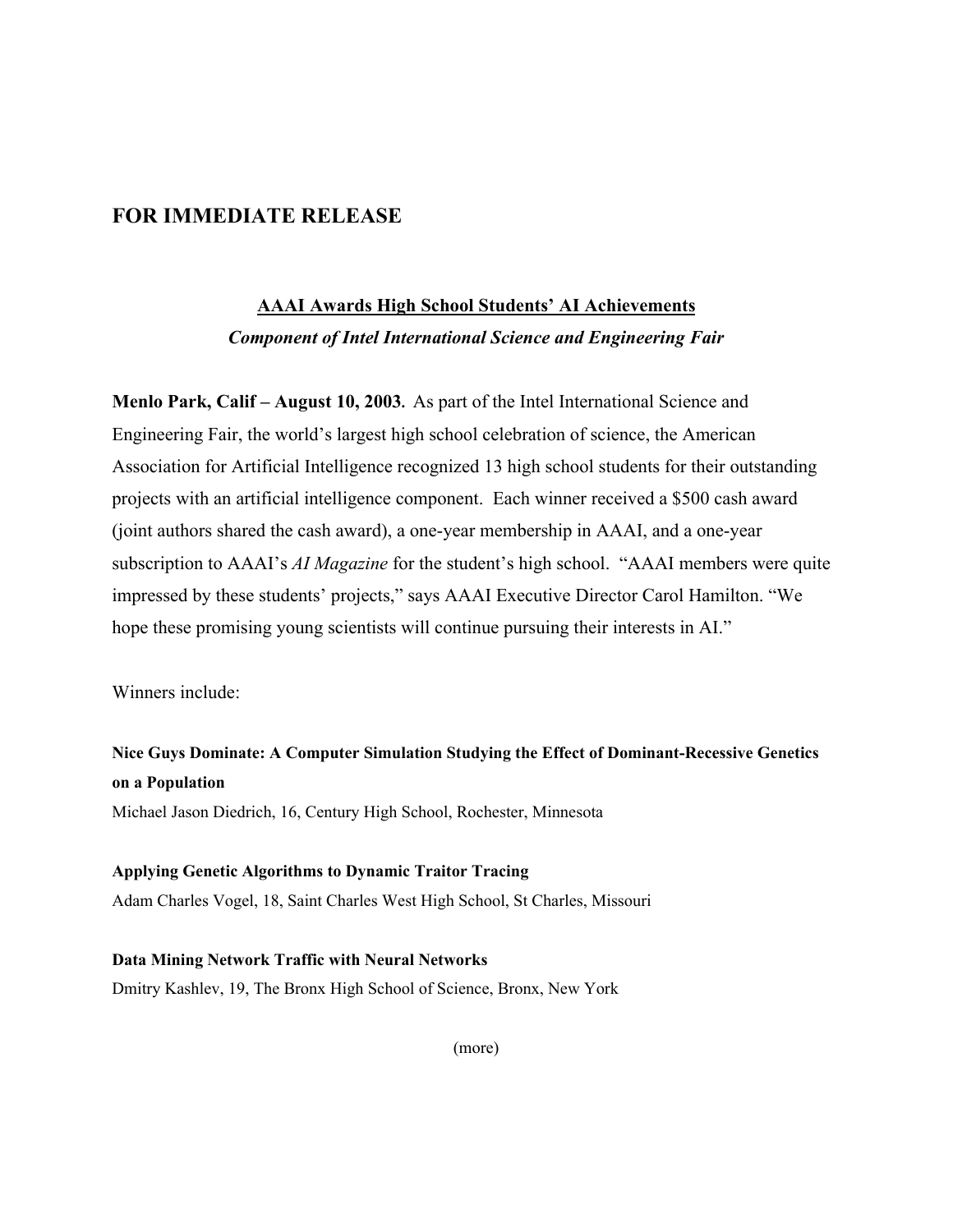## FOR IMMEDIATE RELEASE

**AAAI Awards High School Students' AI Achievements**

***Component of Intel International Science and Engineering Fair***

**Menlo Park, Calif – August 10, 2003.** As part of the Intel International Science and Engineering Fair, the world's largest high school celebration of science, the American Association for Artificial Intelligence recognized 13 high school students for their outstanding projects with an artificial intelligence component. Each winner received a $500 cash award (joint authors shared the cash award), a one-year membership in AAAI, and a one-year subscription to AAAI's *AI Magazine* for the student's high school. "AAAI members were quite impressed by these students' projects," says AAAI Executive Director Carol Hamilton. "We hope these promising young scientists will continue pursuing their interests in AI."

Winners include:

**Nice Guys Dominate: A Computer Simulation Studying the Effect of Dominant-Recessive Genetics on a Population**
Michael Jason Diedrich, 16, Century High School, Rochester, Minnesota

**Applying Genetic Algorithms to Dynamic Traitor Tracing**
Adam Charles Vogel, 18, Saint Charles West High School, St Charles, Missouri

**Data Mining Network Traffic with Neural Networks**
Dmitry Kashlev, 19, The Bronx High School of Science, Bronx, New York

(more)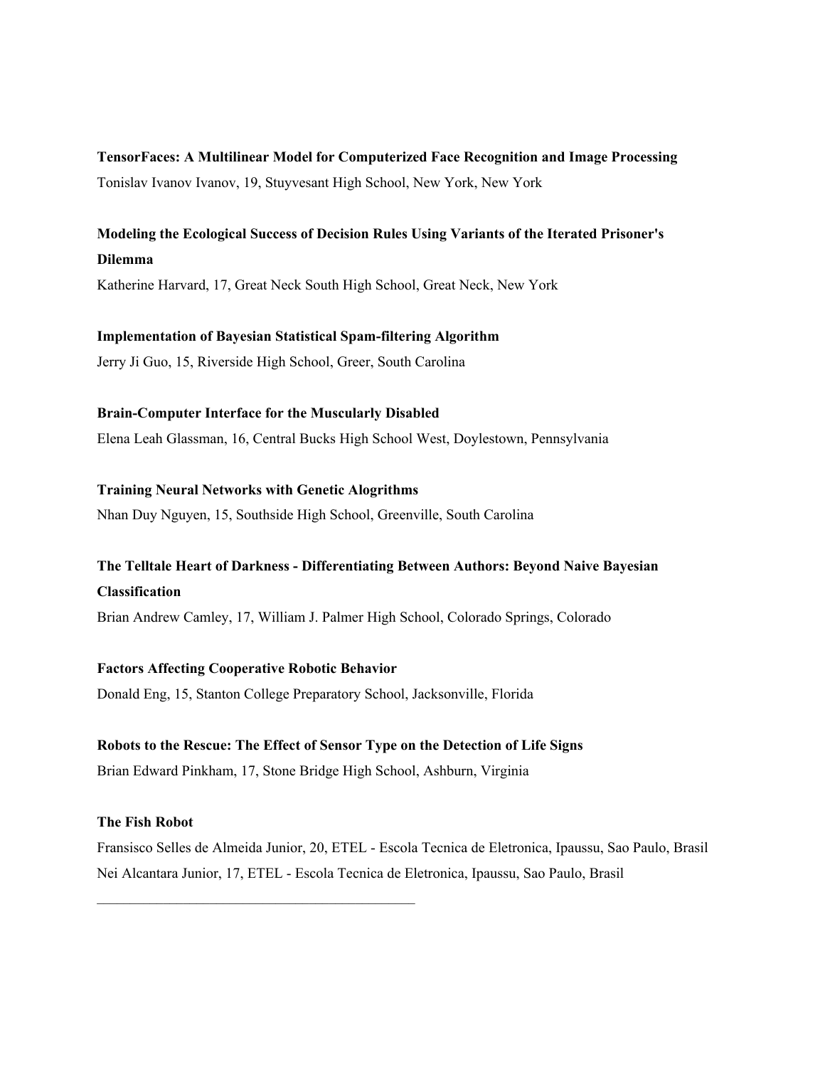**TensorFaces: A Multilinear Model for Computerized Face Recognition and Image Processing**
Tonislav Ivanov Ivanov, 19, Stuyvesant High School, New York, New York

**Modeling the Ecological Success of Decision Rules Using Variants of the Iterated Prisoner's Dilemma**
Katherine Harvard, 17, Great Neck South High School, Great Neck, New York

**Implementation of Bayesian Statistical Spam-filtering Algorithm**
Jerry Ji Guo, 15, Riverside High School, Greer, South Carolina

**Brain-Computer Interface for the Muscularly Disabled**
Elena Leah Glassman, 16, Central Bucks High School West, Doylestown, Pennsylvania

**Training Neural Networks with Genetic Alogrithms**
Nhan Duy Nguyen, 15, Southside High School, Greenville, South Carolina

**The Telltale Heart of Darkness - Differentiating Between Authors: Beyond Naive Bayesian Classification**
Brian Andrew Camley, 17, William J. Palmer High School, Colorado Springs, Colorado

**Factors Affecting Cooperative Robotic Behavior**
Donald Eng, 15, Stanton College Preparatory School, Jacksonville, Florida

**Robots to the Rescue: The Effect of Sensor Type on the Detection of Life Signs**
Brian Edward Pinkham, 17, Stone Bridge High School, Ashburn, Virginia

**The Fish Robot**
Fransisco Selles de Almeida Junior, 20, ETEL - Escola Tecnica de Eletronica, Ipaussu, Sao Paulo, Brasil
Nei Alcantara Junior, 17, ETEL - Escola Tecnica de Eletronica, Ipaussu, Sao Paulo, Brasil

---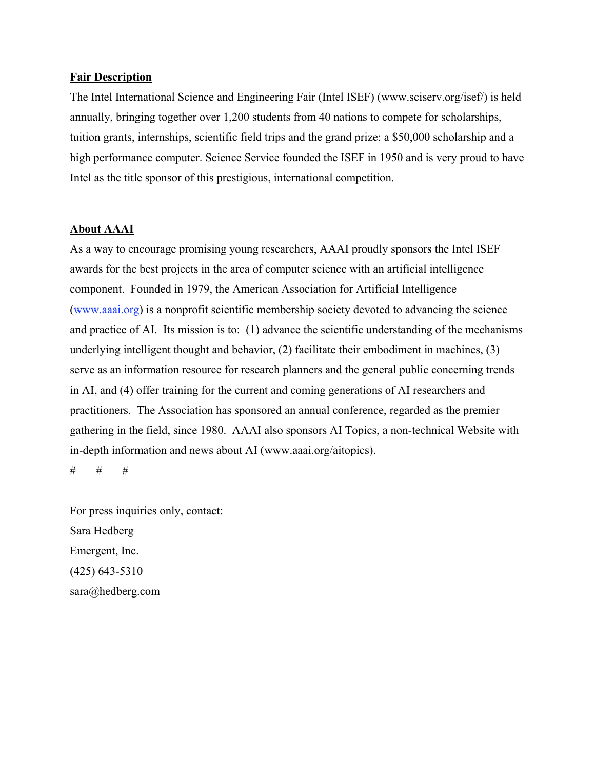**Fair Description**

The Intel International Science and Engineering Fair (Intel ISEF) (www.sciserv.org/isef/) is held annually, bringing together over 1,200 students from 40 nations to compete for scholarships, tuition grants, internships, scientific field trips and the grand prize: a $50,000 scholarship and a high performance computer. Science Service founded the ISEF in 1950 and is very proud to have Intel as the title sponsor of this prestigious, international competition.

**About AAAI**

As a way to encourage promising young researchers, AAAI proudly sponsors the Intel ISEF awards for the best projects in the area of computer science with an artificial intelligence component. Founded in 1979, the American Association for Artificial Intelligence (www.aaai.org) is a nonprofit scientific membership society devoted to advancing the science and practice of AI. Its mission is to: (1) advance the scientific understanding of the mechanisms underlying intelligent thought and behavior, (2) facilitate their embodiment in machines, (3) serve as an information resource for research planners and the general public concerning trends in AI, and (4) offer training for the current and coming generations of AI researchers and practitioners. The Association has sponsored an annual conference, regarded as the premier gathering in the field, since 1980. AAAI also sponsors AI Topics, a non-technical Website with in-depth information and news about AI (www.aaai.org/aitopics).

\# # #

For press inquiries only, contact:
Sara Hedberg
Emergent, Inc.
(425) 643-5310
sara@hedberg.com